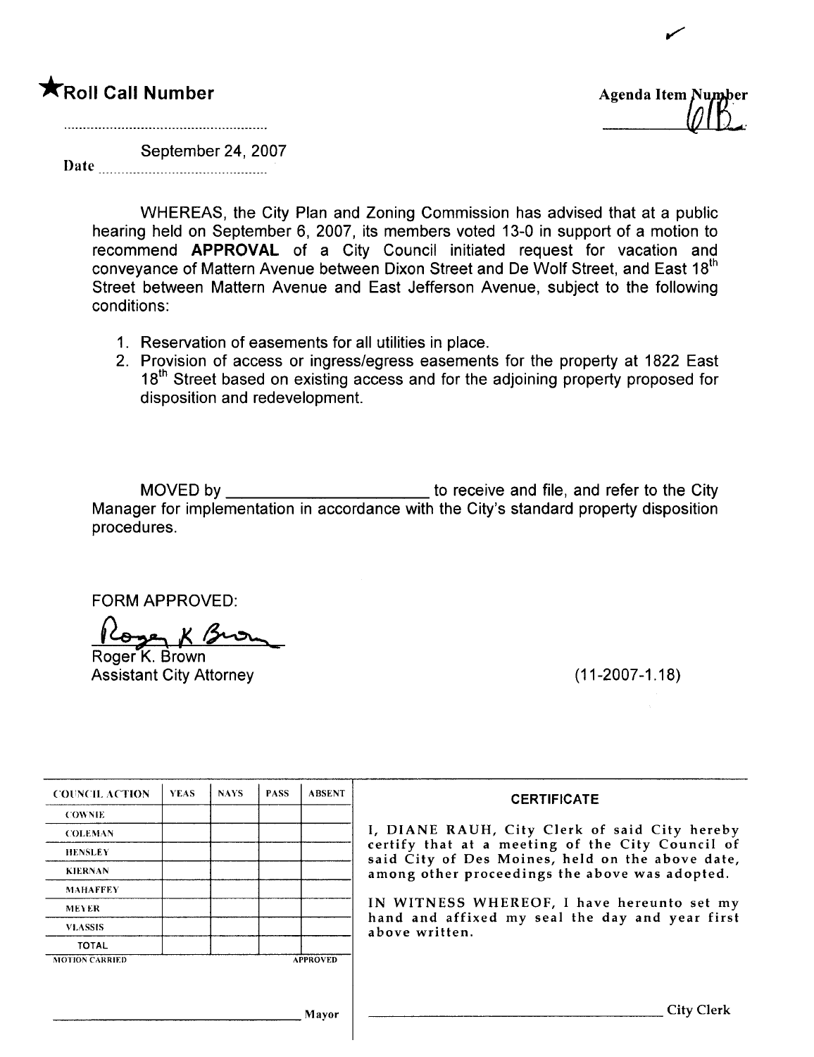★**Roll Call Number**

..........................................................

Date September 24, 2007

**Agenda Item Number** 61B

WHEREAS, the City Plan and Zoning Commission has advised that at a public hearing held on September 6, 2007, its members voted 13-0 in support of a motion to recommend **APPROVAL** of a City Council initiated request for vacation and conveyance of Mattern Avenue between Dixon Street and De Wolf Street, and East 18th Street between Mattern Avenue and East Jefferson Avenue, subject to the following conditions:

1. Reservation of easements for all utilities in place.
2. Provision of access or ingress/egress easements for the property at 1822 East 18th Street based on existing access and for the adjoining property proposed for disposition and redevelopment.

MOVED by ______________________ to receive and file, and refer to the City Manager for implementation in accordance with the City's standard property disposition procedures.

FORM APPROVED:

Roger K. Brown
Assistant City Attorney

(11-2007-1.18)

| COUNCIL ACTION | YEAS | NAYS | PASS | ABSENT |
|---|---|---|---|---|
| COWNIE | | | | |
| COLEMAN | | | | |
| HENSLEY | | | | |
| KIERNAN | | | | |
| MAHAFFEY | | | | |
| MEYER | | | | |
| VLASSIS | | | | |
| TOTAL | | | | |
| MOTION CARRIED | | | | APPROVED |

______________________________ Mayor

**CERTIFICATE**

I, DIANE RAUH, City Clerk of said City hereby certify that at a meeting of the City Council of said City of Des Moines, held on the above date, among other proceedings the above was adopted.

IN WITNESS WHEREOF, I have hereunto set my hand and affixed my seal the day and year first above written.

______________________________ City Clerk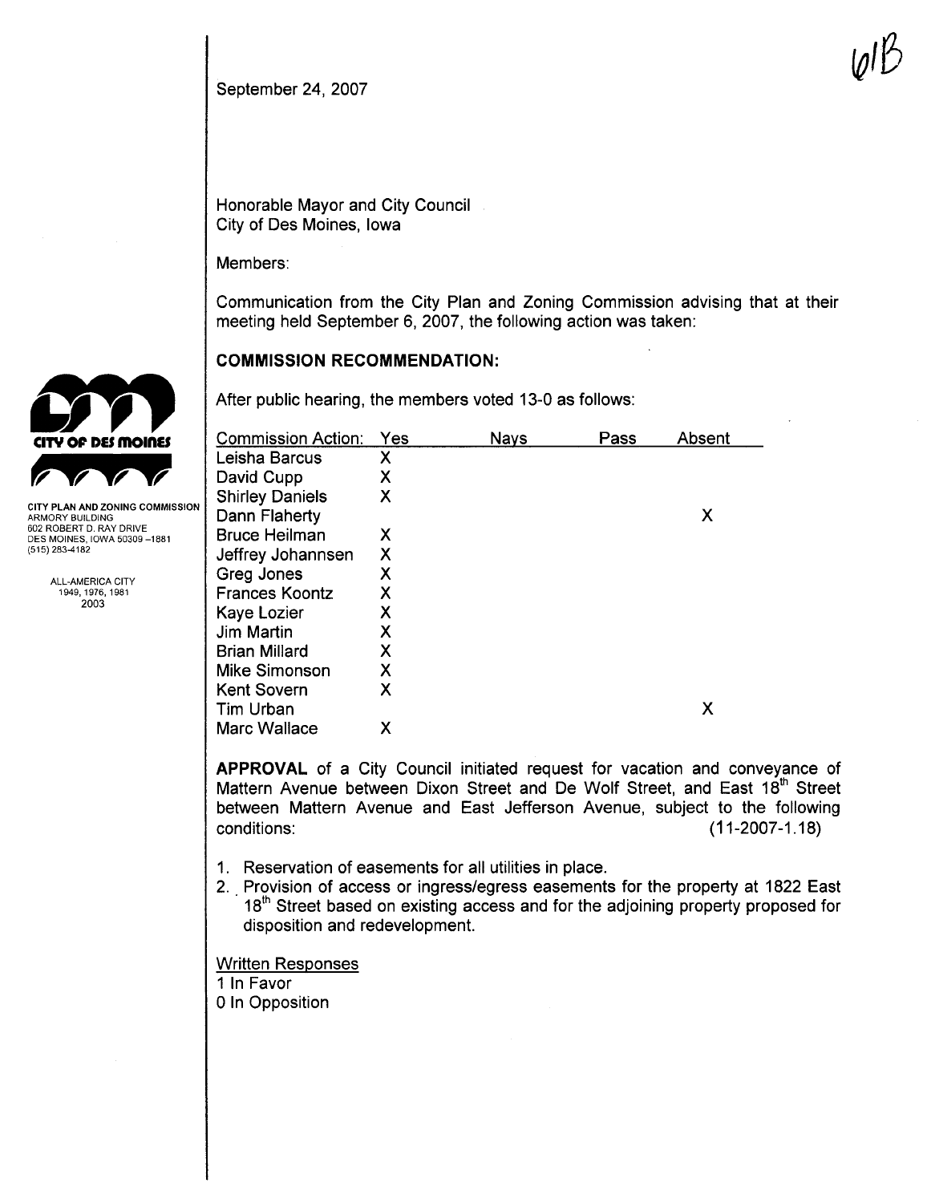6lB

September 24, 2007

CITY PLAN AND ZONING COMMISSION
ARMORY BUILDING
602 ROBERT D. RAY DRIVE
DES MOINES, IOWA 50309-1881
(515) 283-4182

ALL-AMERICA CITY
1949, 1976, 1981
2003

Honorable Mayor and City Council
City of Des Moines, Iowa

Members:

Communication from the City Plan and Zoning Commission advising that at their meeting held September 6, 2007, the following action was taken:

**COMMISSION RECOMMENDATION:**

After public hearing, the members voted 13-0 as follows:

| Commission Action: | Yes | Nays | Pass | Absent |
|---|---|---|---|---|
| Leisha Barcus | X | | | |
| David Cupp | X | | | |
| Shirley Daniels | X | | | |
| Dann Flaherty | | | | X |
| Bruce Heilman | X | | | |
| Jeffrey Johannsen | X | | | |
| Greg Jones | X | | | |
| Frances Koontz | X | | | |
| Kaye Lozier | X | | | |
| Jim Martin | X | | | |
| Brian Millard | X | | | |
| Mike Simonson | X | | | |
| Kent Sovern | X | | | |
| Tim Urban | | | | X |
| Marc Wallace | X | | | |

**APPROVAL** of a City Council initiated request for vacation and conveyance of Mattern Avenue between Dixon Street and De Wolf Street, and East 18th Street between Mattern Avenue and East Jefferson Avenue, subject to the following conditions: (11-2007-1.18)

1. Reservation of easements for all utilities in place.
2. Provision of access or ingress/egress easements for the property at 1822 East 18th Street based on existing access and for the adjoining property proposed for disposition and redevelopment.

Written Responses
1 In Favor
0 In Opposition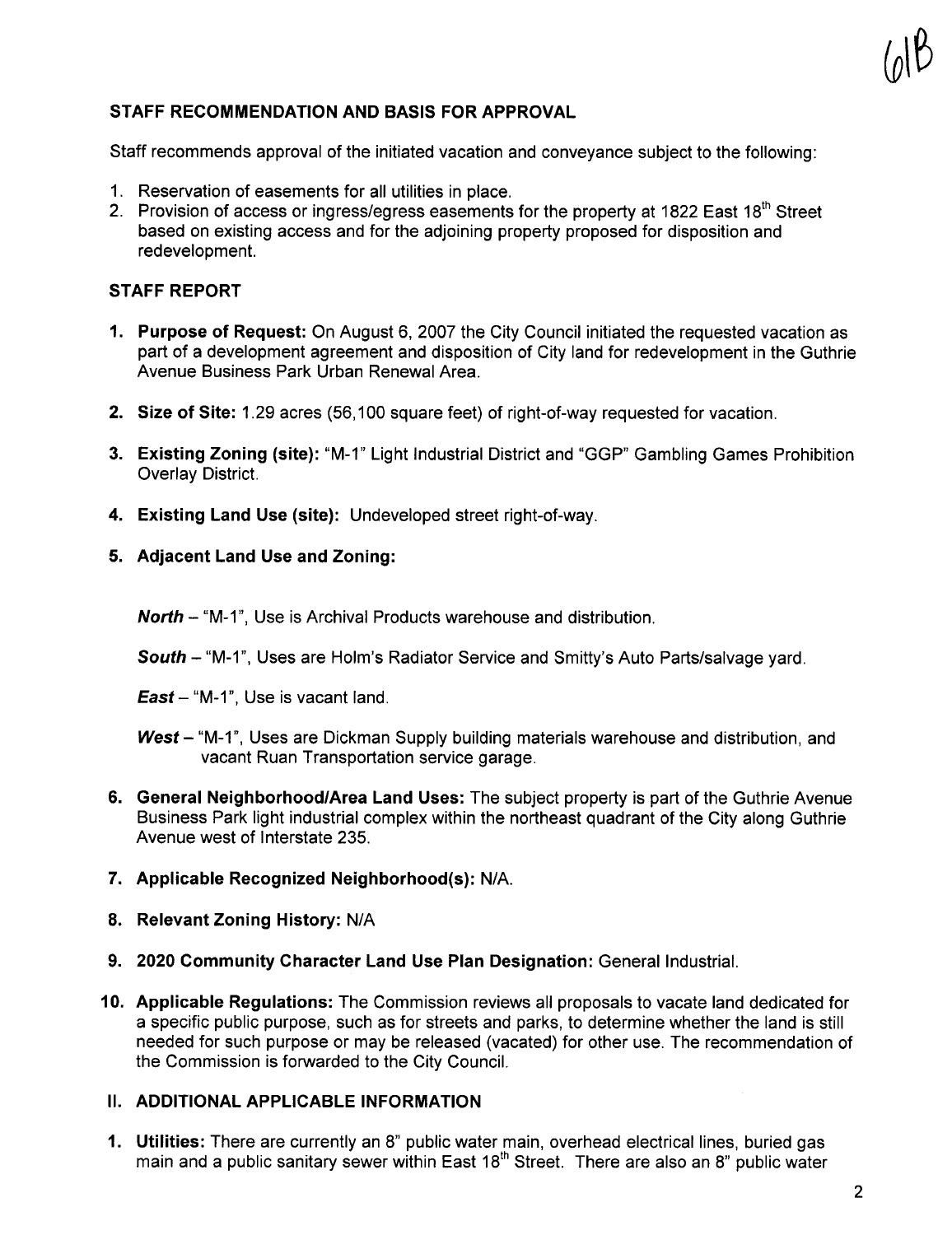61B

## STAFF RECOMMENDATION AND BASIS FOR APPROVAL

Staff recommends approval of the initiated vacation and conveyance subject to the following:

1. Reservation of easements for all utilities in place.
2. Provision of access or ingress/egress easements for the property at 1822 East 18th Street based on existing access and for the adjoining property proposed for disposition and redevelopment.

## STAFF REPORT

1. **Purpose of Request:** On August 6, 2007 the City Council initiated the requested vacation as part of a development agreement and disposition of City land for redevelopment in the Guthrie Avenue Business Park Urban Renewal Area.

2. **Size of Site:** 1.29 acres (56,100 square feet) of right-of-way requested for vacation.

3. **Existing Zoning (site):** "M-1" Light Industrial District and "GGP" Gambling Games Prohibition Overlay District.

4. **Existing Land Use (site):** Undeveloped street right-of-way.

5. **Adjacent Land Use and Zoning:**

   ***North*** – "M-1", Use is Archival Products warehouse and distribution.

   ***South*** – "M-1", Uses are Holm's Radiator Service and Smitty's Auto Parts/salvage yard.

   ***East*** – "M-1", Use is vacant land.

   ***West*** – "M-1", Uses are Dickman Supply building materials warehouse and distribution, and vacant Ruan Transportation service garage.

6. **General Neighborhood/Area Land Uses:** The subject property is part of the Guthrie Avenue Business Park light industrial complex within the northeast quadrant of the City along Guthrie Avenue west of Interstate 235.

7. **Applicable Recognized Neighborhood(s):** N/A.

8. **Relevant Zoning History:** N/A

9. **2020 Community Character Land Use Plan Designation:** General Industrial.

10. **Applicable Regulations:** The Commission reviews all proposals to vacate land dedicated for a specific public purpose, such as for streets and parks, to determine whether the land is still needed for such purpose or may be released (vacated) for other use. The recommendation of the Commission is forwarded to the City Council.

## II. ADDITIONAL APPLICABLE INFORMATION

1. **Utilities:** There are currently an 8" public water main, overhead electrical lines, buried gas main and a public sanitary sewer within East 18th Street. There are also an 8" public water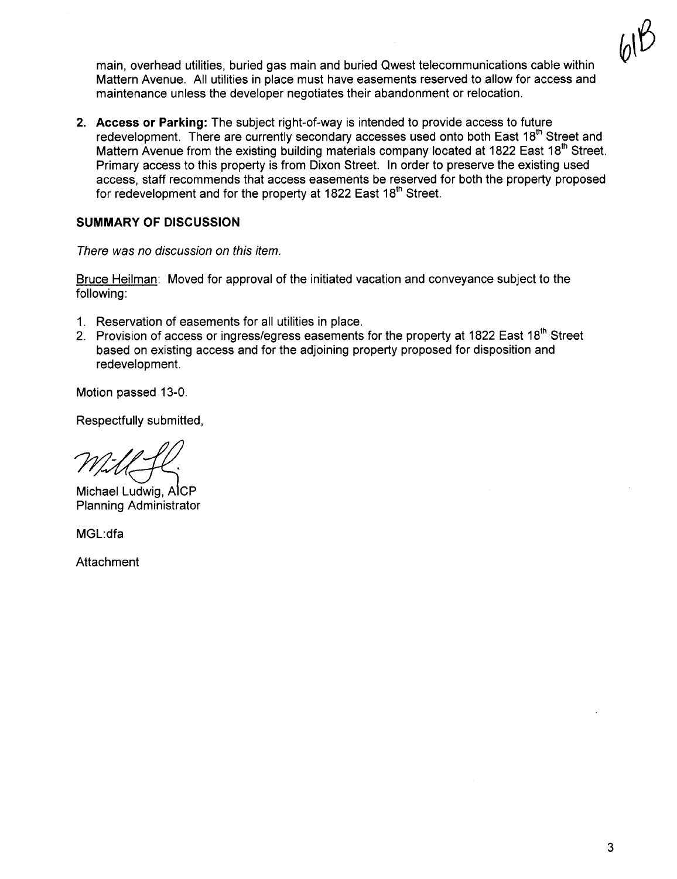main, overhead utilities, buried gas main and buried Qwest telecommunications cable within Mattern Avenue. All utilities in place must have easements reserved to allow for access and maintenance unless the developer negotiates their abandonment or relocation.

2. **Access or Parking:** The subject right-of-way is intended to provide access to future redevelopment. There are currently secondary accesses used onto both East 18th Street and Mattern Avenue from the existing building materials company located at 1822 East 18th Street. Primary access to this property is from Dixon Street. In order to preserve the existing used access, staff recommends that access easements be reserved for both the property proposed for redevelopment and for the property at 1822 East 18th Street.

## SUMMARY OF DISCUSSION

*There was no discussion on this item.*

Bruce Heilman: Moved for approval of the initiated vacation and conveyance subject to the following:

1. Reservation of easements for all utilities in place.
2. Provision of access or ingress/egress easements for the property at 1822 East 18th Street based on existing access and for the adjoining property proposed for disposition and redevelopment.

Motion passed 13-0.

Respectfully submitted,

Michael Ludwig, AICP
Planning Administrator

MGL:dfa

Attachment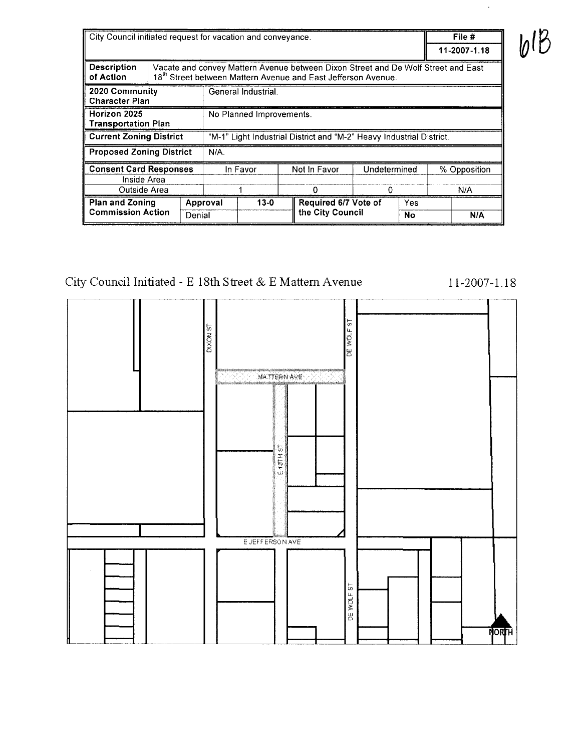61B

| City Council initiated request for vacation and conveyance. | | | | | | | File # |
|---|---|---|---|---|---|---|---|
| | | | | | | | 11-2007-1.18 |
| **Description of Action** | Vacate and convey Mattern Avenue between Dixon Street and De Wolf Street and East 18th Street between Mattern Avenue and East Jefferson Avenue. | | | | | | |
| **2020 Community Character Plan** | General Industrial. | | | | | | |
| **Horizon 2025 Transportation Plan** | No Planned Improvements. | | | | | | |
| **Current Zoning District** | "M-1" Light Industrial District and "M-2" Heavy Industrial District. | | | | | | |
| **Proposed Zoning District** | N/A. | | | | | | |
| **Consent Card Responses** | In Favor | | Not In Favor | Undetermined | | % Opposition | |
| Inside Area | | | | | | | |
| Outside Area | 1 | | 0 | 0 | | N/A | |
| **Plan and Zoning Commission Action** | Approval | 13-0 | **Required 6/7 Vote of the City Council** | Yes | | | |
| | Denial | | | **No** | | **N/A** | |

City Council Initiated - E 18th Street & E Mattern Avenue 11-2007-1.18

DIXON ST

DE WOLF ST

MATTERN AVE

E 18TH ST

E JEFFERSON AVE

DE WOLF ST

NORTH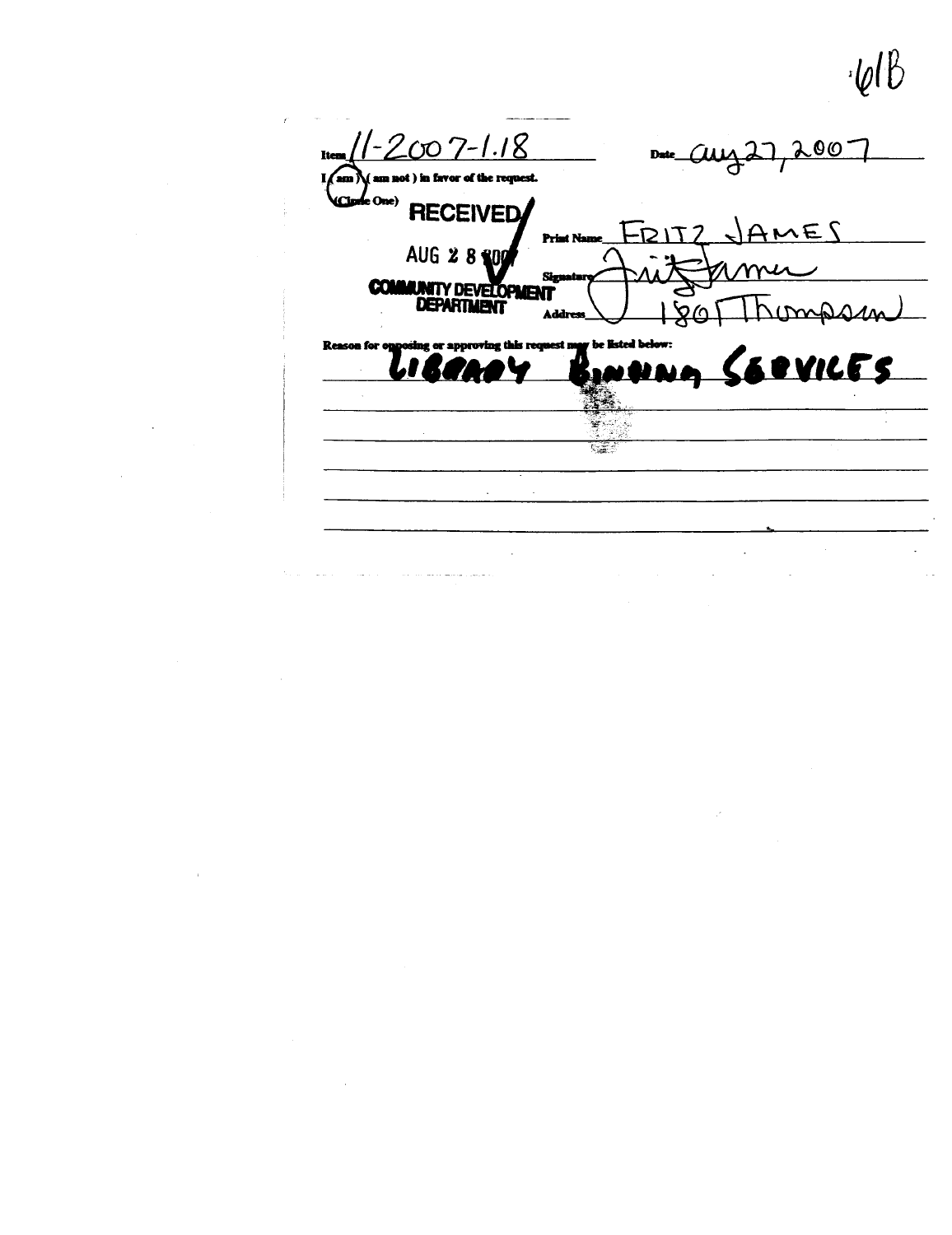61B

Item 11-2007-1.18

Date aug 27, 2007

I ( am ) ( am not ) in favor of the request.
(Circle One)

RECEIVED
AUG 28 2007
COMMUNITY DEVELOPMENT DEPARTMENT

Print Name FRITZ JAMES

Signature Fritz James

Address 1801 Thompson

Reason for opposing or approving this request may be listed below:

LIBRARY BINDING SERVICES